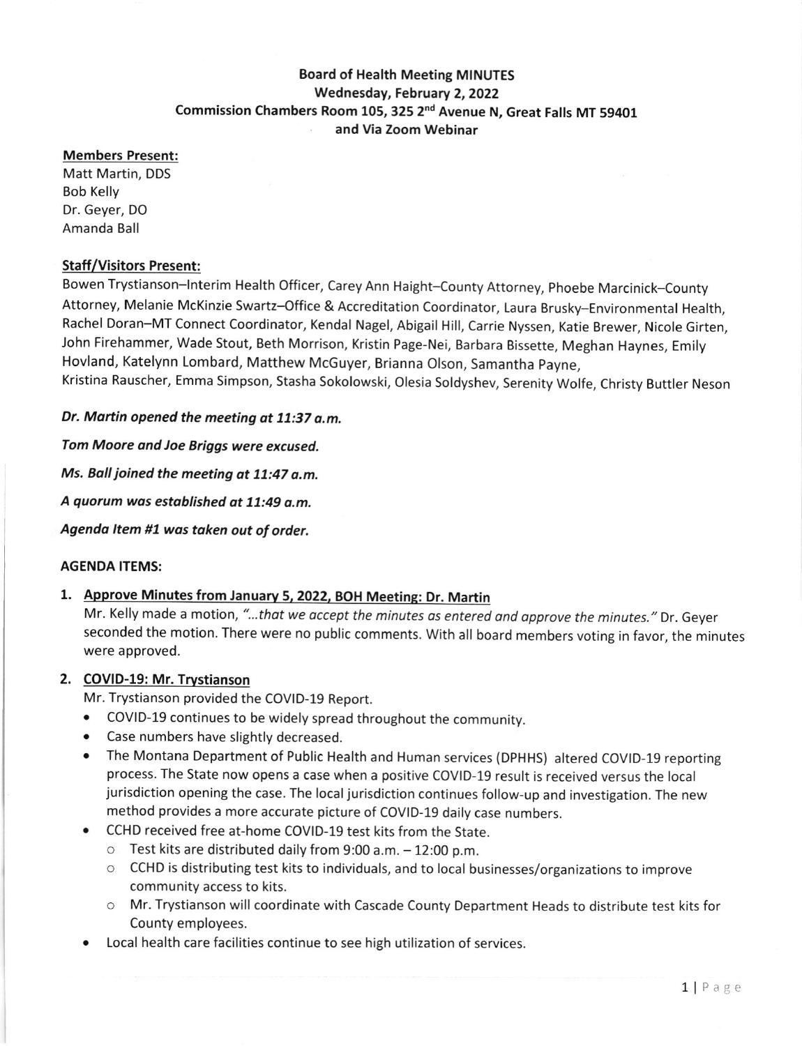# Board of Health Meeting MINUTES

**Wednesday, February 2, 2022**

**Commission Chambers Room 105, 325 2nd Avenue N, Great Falls MT 59401**

**and Via Zoom Webinar**

**Members Present:**

Matt Martin, DDS
Bob Kelly
Dr. Geyer, DO
Amanda Ball

**Staff/Visitors Present:**

Bowen Trystianson–Interim Health Officer, Carey Ann Haight–County Attorney, Phoebe Marcinick–County Attorney, Melanie McKinzie Swartz–Office & Accreditation Coordinator, Laura Brusky–Environmental Health, Rachel Doran–MT Connect Coordinator, Kendal Nagel, Abigail Hill, Carrie Nyssen, Katie Brewer, Nicole Girten, John Firehammer, Wade Stout, Beth Morrison, Kristin Page-Nei, Barbara Bissette, Meghan Haynes, Emily Hovland, Katelynn Lombard, Matthew McGuyer, Brianna Olson, Samantha Payne, Kristina Rauscher, Emma Simpson, Stasha Sokolowski, Olesia Soldyshev, Serenity Wolfe, Christy Buttler Neson

***Dr. Martin opened the meeting at 11:37 a.m.***

***Tom Moore and Joe Briggs were excused.***

***Ms. Ball joined the meeting at 11:47 a.m.***

***A quorum was established at 11:49 a.m.***

***Agenda Item #1 was taken out of order.***

**AGENDA ITEMS:**

1. **Approve Minutes from January 5, 2022, BOH Meeting: Dr. Martin**

   Mr. Kelly made a motion, *"...that we accept the minutes as entered and approve the minutes."* Dr. Geyer seconded the motion. There were no public comments. With all board members voting in favor, the minutes were approved.

2. **COVID-19: Mr. Trystianson**

   Mr. Trystianson provided the COVID-19 Report.

   - COVID-19 continues to be widely spread throughout the community.
   - Case numbers have slightly decreased.
   - The Montana Department of Public Health and Human services (DPHHS) altered COVID-19 reporting process. The State now opens a case when a positive COVID-19 result is received versus the local jurisdiction opening the case. The local jurisdiction continues follow-up and investigation. The new method provides a more accurate picture of COVID-19 daily case numbers.
   - CCHD received free at-home COVID-19 test kits from the State.
     - Test kits are distributed daily from 9:00 a.m. – 12:00 p.m.
     - CCHD is distributing test kits to individuals, and to local businesses/organizations to improve community access to kits.
     - Mr. Trystianson will coordinate with Cascade County Department Heads to distribute test kits for County employees.
   - Local health care facilities continue to see high utilization of services.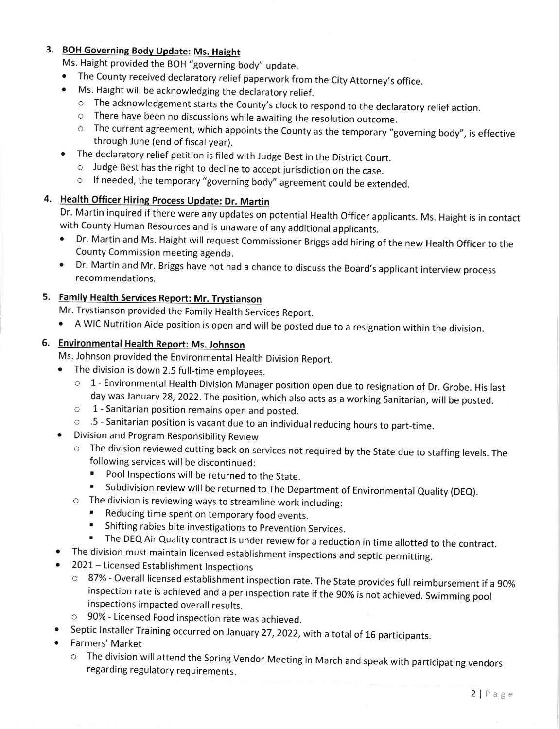3. **BOH Governing Body Update: Ms. Haight**

   Ms. Haight provided the BOH "governing body" update.
   - The County received declaratory relief paperwork from the City Attorney's office.
   - Ms. Haight will be acknowledging the declaratory relief.
     - The acknowledgement starts the County's clock to respond to the declaratory relief action.
     - There have been no discussions while awaiting the resolution outcome.
     - The current agreement, which appoints the County as the temporary "governing body", is effective through June (end of fiscal year).
   - The declaratory relief petition is filed with Judge Best in the District Court.
     - Judge Best has the right to decline to accept jurisdiction on the case.
     - If needed, the temporary "governing body" agreement could be extended.

4. **Health Officer Hiring Process Update: Dr. Martin**

   Dr. Martin inquired if there were any updates on potential Health Officer applicants. Ms. Haight is in contact with County Human Resources and is unaware of any additional applicants.
   - Dr. Martin and Ms. Haight will request Commissioner Briggs add hiring of the new Health Officer to the County Commission meeting agenda.
   - Dr. Martin and Mr. Briggs have not had a chance to discuss the Board's applicant interview process recommendations.

5. **Family Health Services Report: Mr. Trystianson**

   Mr. Trystianson provided the Family Health Services Report.
   - A WIC Nutrition Aide position is open and will be posted due to a resignation within the division.

6. **Environmental Health Report: Ms. Johnson**

   Ms. Johnson provided the Environmental Health Division Report.
   - The division is down 2.5 full-time employees.
     - 1 - Environmental Health Division Manager position open due to resignation of Dr. Grobe. His last day was January 28, 2022. The position, which also acts as a working Sanitarian, will be posted.
     - 1 - Sanitarian position remains open and posted.
     - .5 - Sanitarian position is vacant due to an individual reducing hours to part-time.
   - Division and Program Responsibility Review
     - The division reviewed cutting back on services not required by the State due to staffing levels. The following services will be discontinued:
       - Pool Inspections will be returned to the State.
       - Subdivision review will be returned to The Department of Environmental Quality (DEQ).
     - The division is reviewing ways to streamline work including:
       - Reducing time spent on temporary food events.
       - Shifting rabies bite investigations to Prevention Services.
       - The DEQ Air Quality contract is under review for a reduction in time allotted to the contract.
   - The division must maintain licensed establishment inspections and septic permitting.
   - 2021 – Licensed Establishment Inspections
     - 87% - Overall licensed establishment inspection rate. The State provides full reimbursement if a 90% inspection rate is achieved and a per inspection rate if the 90% is not achieved. Swimming pool inspections impacted overall results.
     - 90% - Licensed Food inspection rate was achieved.
   - Septic Installer Training occurred on January 27, 2022, with a total of 16 participants.
   - Farmers' Market
     - The division will attend the Spring Vendor Meeting in March and speak with participating vendors regarding regulatory requirements.